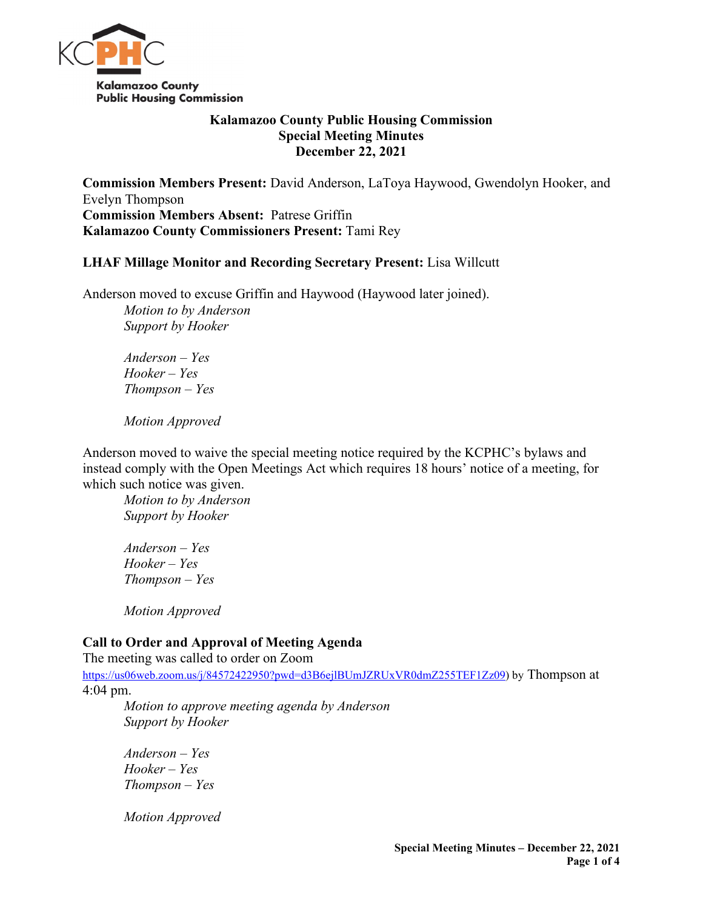Kalamazoo County Public Housing Commission

# Kalamazoo County Public Housing Commission
## Special Meeting Minutes
## December 22, 2021

**Commission Members Present:** David Anderson, LaToya Haywood, Gwendolyn Hooker, and Evelyn Thompson
**Commission Members Absent:** Patrese Griffin
**Kalamazoo County Commissioners Present:** Tami Rey

**LHAF Millage Monitor and Recording Secretary Present:** Lisa Willcutt

Anderson moved to excuse Griffin and Haywood (Haywood later joined).

> *Motion to by Anderson*
> *Support by Hooker*
>
> *Anderson – Yes*
> *Hooker – Yes*
> *Thompson – Yes*
>
> *Motion Approved*

Anderson moved to waive the special meeting notice required by the KCPHC's bylaws and instead comply with the Open Meetings Act which requires 18 hours' notice of a meeting, for which such notice was given.

> *Motion to by Anderson*
> *Support by Hooker*
>
> *Anderson – Yes*
> *Hooker – Yes*
> *Thompson – Yes*
>
> *Motion Approved*

**Call to Order and Approval of Meeting Agenda**

The meeting was called to order on Zoom https://us06web.zoom.us/j/84572422950?pwd=d3B6ejlBUmJZRUxVR0dmZ255TEF1Zz09) by Thompson at 4:04 pm.

> *Motion to approve meeting agenda by Anderson*
> *Support by Hooker*
>
> *Anderson – Yes*
> *Hooker – Yes*
> *Thompson – Yes*
>
> *Motion Approved*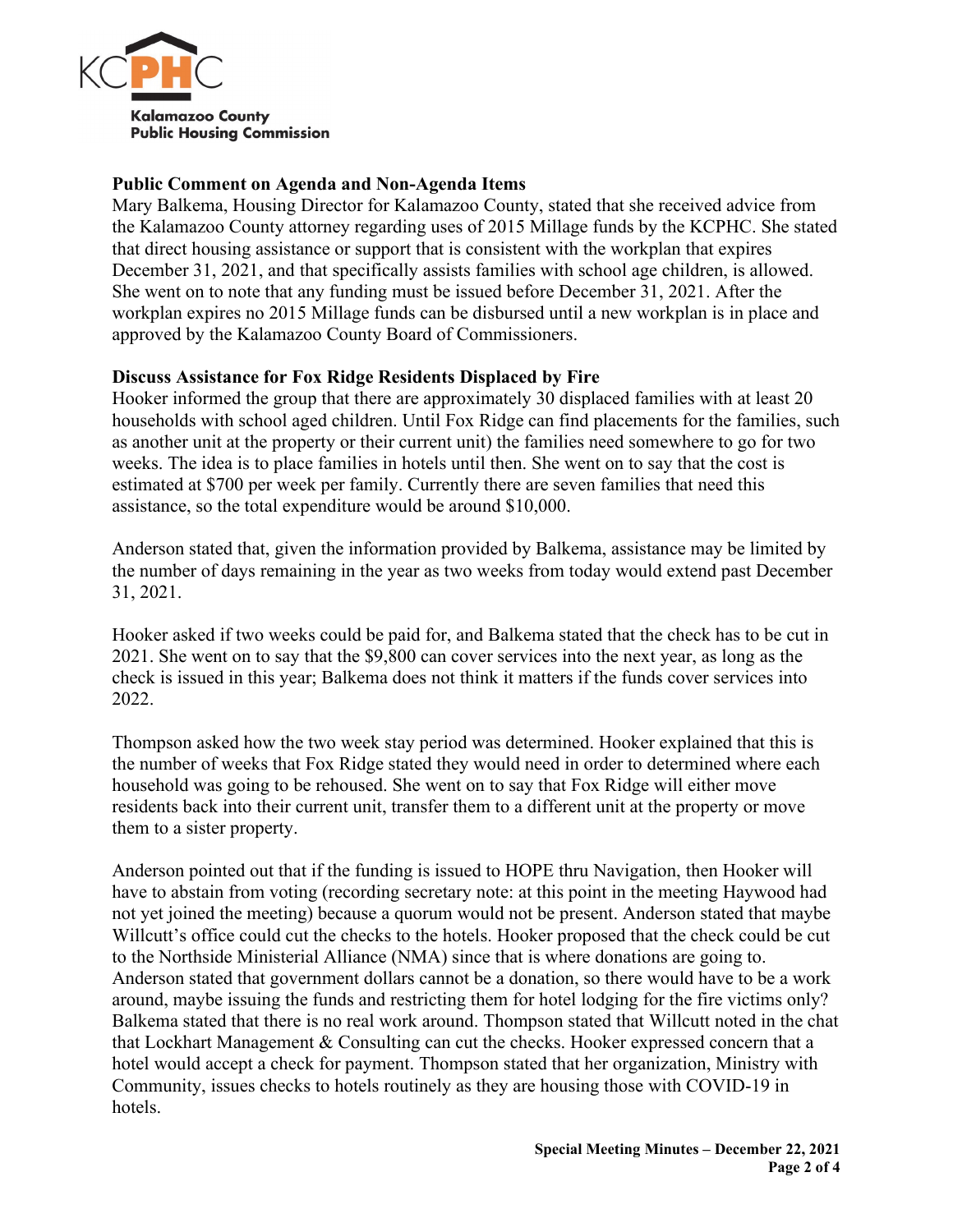### Public Comment on Agenda and Non-Agenda Items

Mary Balkema, Housing Director for Kalamazoo County, stated that she received advice from the Kalamazoo County attorney regarding uses of 2015 Millage funds by the KCPHC. She stated that direct housing assistance or support that is consistent with the workplan that expires December 31, 2021, and that specifically assists families with school age children, is allowed. She went on to note that any funding must be issued before December 31, 2021. After the workplan expires no 2015 Millage funds can be disbursed until a new workplan is in place and approved by the Kalamazoo County Board of Commissioners.

### Discuss Assistance for Fox Ridge Residents Displaced by Fire

Hooker informed the group that there are approximately 30 displaced families with at least 20 households with school aged children. Until Fox Ridge can find placements for the families, such as another unit at the property or their current unit) the families need somewhere to go for two weeks. The idea is to place families in hotels until then. She went on to say that the cost is estimated at $700 per week per family. Currently there are seven families that need this assistance, so the total expenditure would be around $10,000.

Anderson stated that, given the information provided by Balkema, assistance may be limited by the number of days remaining in the year as two weeks from today would extend past December 31, 2021.

Hooker asked if two weeks could be paid for, and Balkema stated that the check has to be cut in 2021. She went on to say that the $9,800 can cover services into the next year, as long as the check is issued in this year; Balkema does not think it matters if the funds cover services into 2022.

Thompson asked how the two week stay period was determined. Hooker explained that this is the number of weeks that Fox Ridge stated they would need in order to determined where each household was going to be rehoused. She went on to say that Fox Ridge will either move residents back into their current unit, transfer them to a different unit at the property or move them to a sister property.

Anderson pointed out that if the funding is issued to HOPE thru Navigation, then Hooker will have to abstain from voting (recording secretary note: at this point in the meeting Haywood had not yet joined the meeting) because a quorum would not be present. Anderson stated that maybe Willcutt's office could cut the checks to the hotels. Hooker proposed that the check could be cut to the Northside Ministerial Alliance (NMA) since that is where donations are going to. Anderson stated that government dollars cannot be a donation, so there would have to be a work around, maybe issuing the funds and restricting them for hotel lodging for the fire victims only? Balkema stated that there is no real work around. Thompson stated that Willcutt noted in the chat that Lockhart Management & Consulting can cut the checks. Hooker expressed concern that a hotel would accept a check for payment. Thompson stated that her organization, Ministry with Community, issues checks to hotels routinely as they are housing those with COVID-19 in hotels.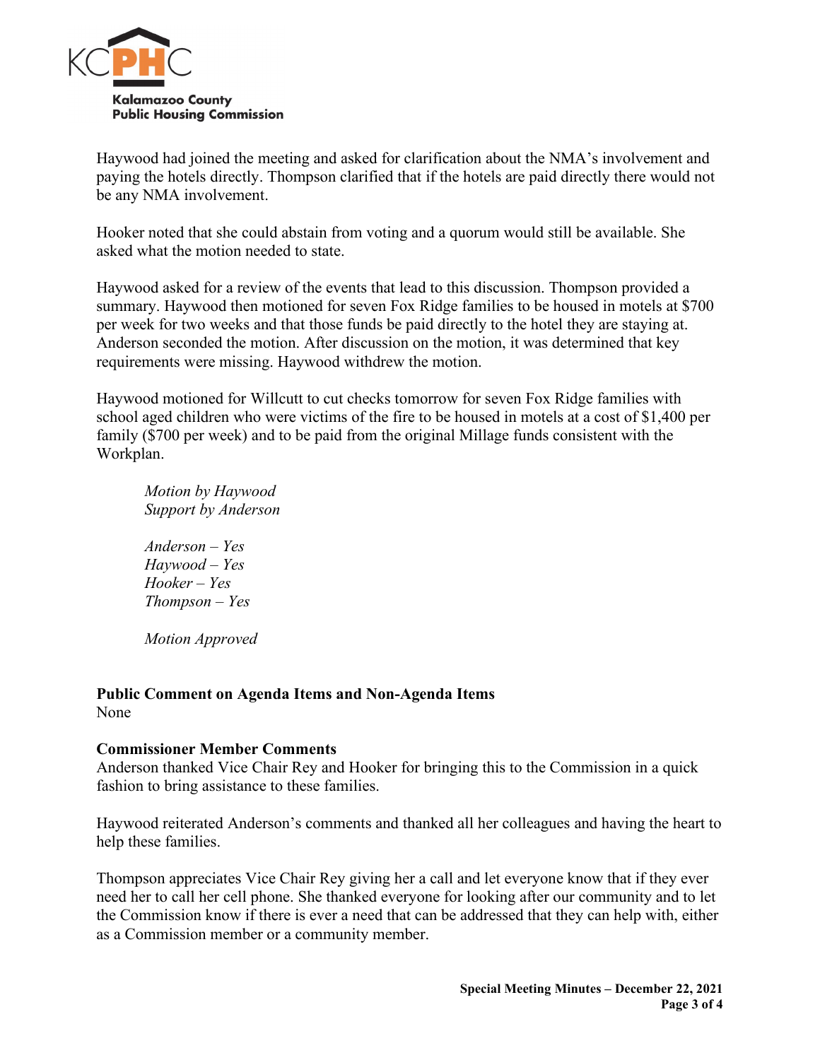Haywood had joined the meeting and asked for clarification about the NMA's involvement and paying the hotels directly. Thompson clarified that if the hotels are paid directly there would not be any NMA involvement.

Hooker noted that she could abstain from voting and a quorum would still be available. She asked what the motion needed to state.

Haywood asked for a review of the events that lead to this discussion. Thompson provided a summary. Haywood then motioned for seven Fox Ridge families to be housed in motels at $700 per week for two weeks and that those funds be paid directly to the hotel they are staying at. Anderson seconded the motion. After discussion on the motion, it was determined that key requirements were missing. Haywood withdrew the motion.

Haywood motioned for Willcutt to cut checks tomorrow for seven Fox Ridge families with school aged children who were victims of the fire to be housed in motels at a cost of $1,400 per family ($700 per week) and to be paid from the original Millage funds consistent with the Workplan.

> *Motion by Haywood*
> *Support by Anderson*
>
> *Anderson – Yes*
> *Haywood – Yes*
> *Hooker – Yes*
> *Thompson – Yes*
>
> *Motion Approved*

**Public Comment on Agenda Items and Non-Agenda Items**
None

**Commissioner Member Comments**
Anderson thanked Vice Chair Rey and Hooker for bringing this to the Commission in a quick fashion to bring assistance to these families.

Haywood reiterated Anderson's comments and thanked all her colleagues and having the heart to help these families.

Thompson appreciates Vice Chair Rey giving her a call and let everyone know that if they ever need her to call her cell phone. She thanked everyone for looking after our community and to let the Commission know if there is ever a need that can be addressed that they can help with, either as a Commission member or a community member.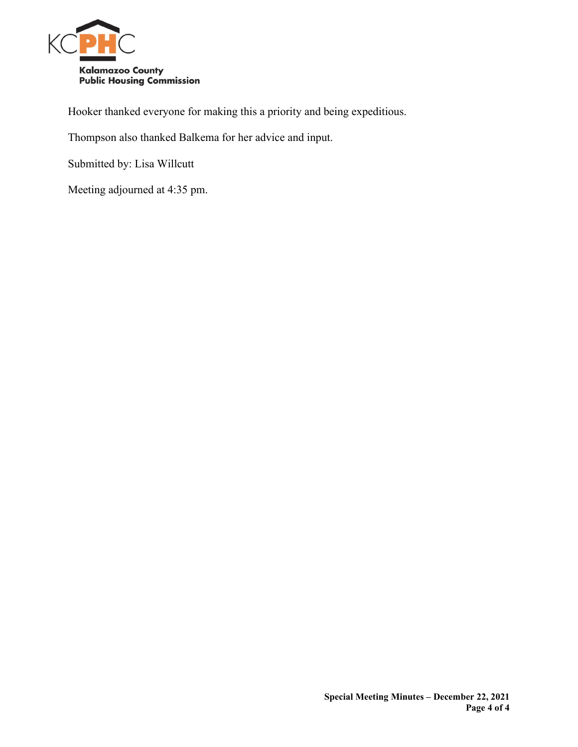Hooker thanked everyone for making this a priority and being expeditious.

Thompson also thanked Balkema for her advice and input.

Submitted by: Lisa Willcutt

Meeting adjourned at 4:35 pm.